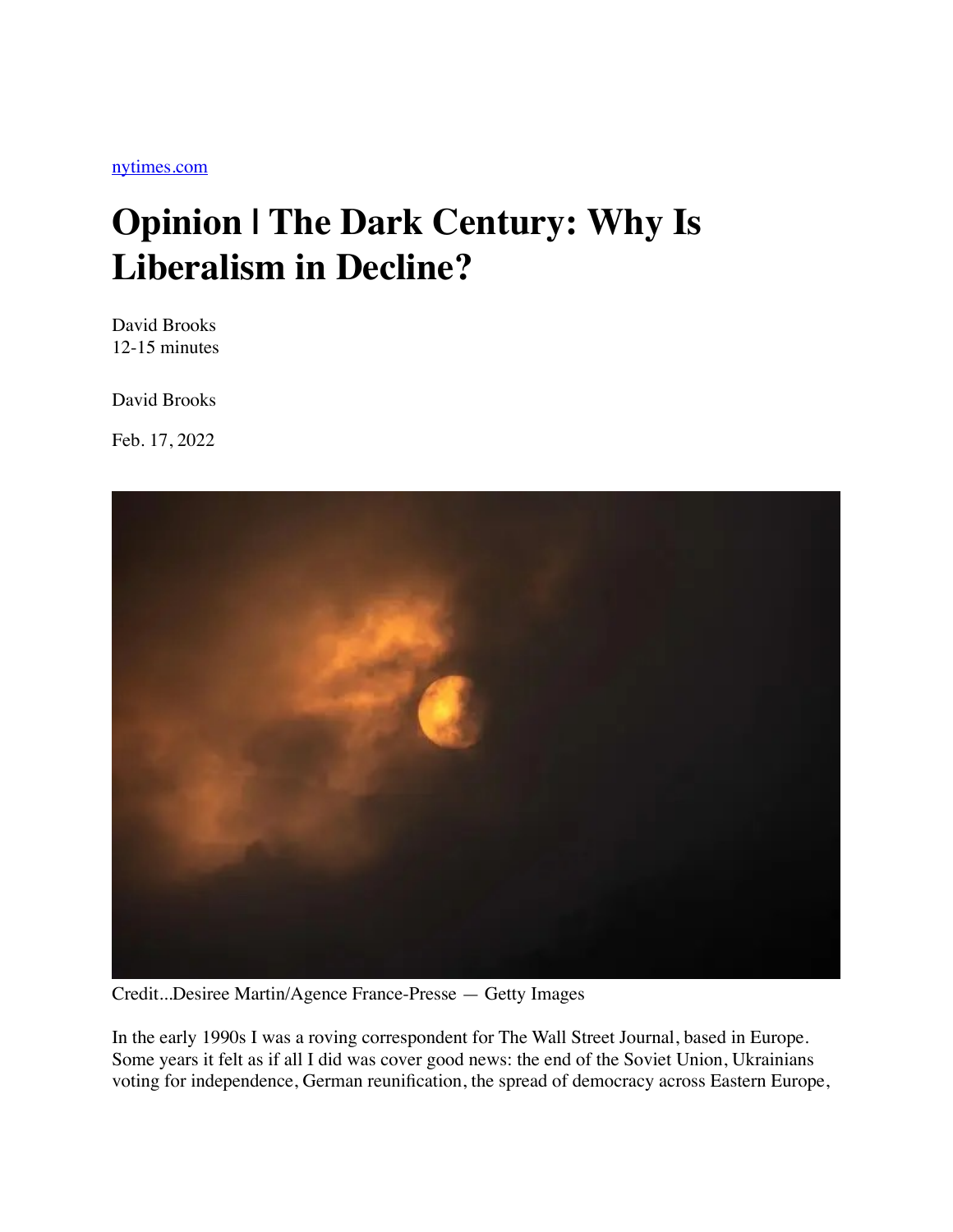nytimes.com

# Opinion | The Dark Century: Why Is Liberalism in Decline?

David Brooks
12-15 minutes

David Brooks

Feb. 17, 2022

Credit...Desiree Martin/Agence France-Presse — Getty Images

In the early 1990s I was a roving correspondent for The Wall Street Journal, based in Europe. Some years it felt as if all I did was cover good news: the end of the Soviet Union, Ukrainians voting for independence, German reunification, the spread of democracy across Eastern Europe,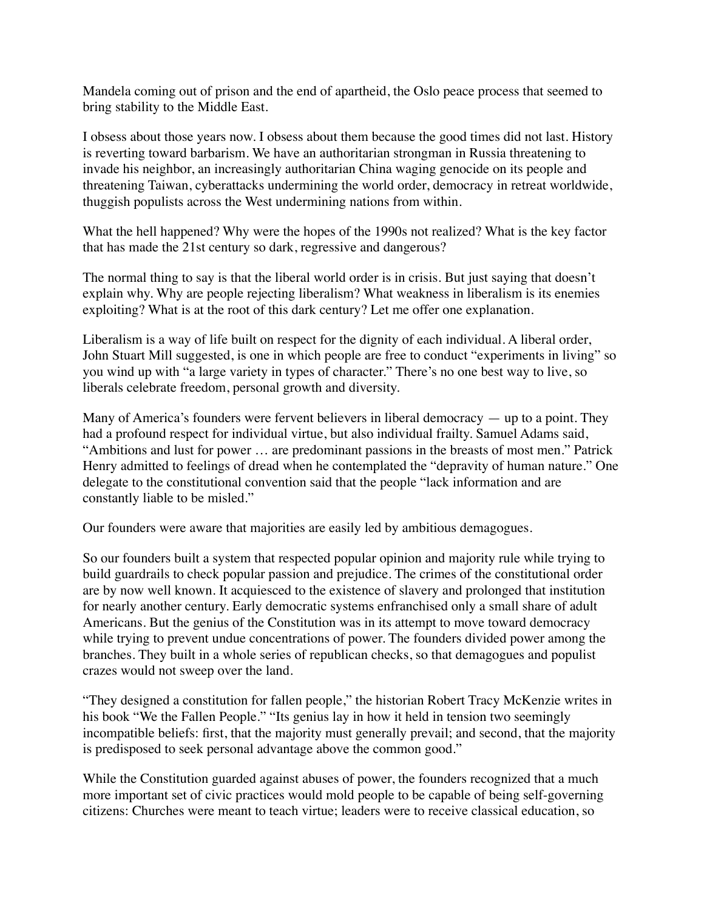Mandela coming out of prison and the end of apartheid, the Oslo peace process that seemed to bring stability to the Middle East.

I obsess about those years now. I obsess about them because the good times did not last. History is reverting toward barbarism. We have an authoritarian strongman in Russia threatening to invade his neighbor, an increasingly authoritarian China waging genocide on its people and threatening Taiwan, cyberattacks undermining the world order, democracy in retreat worldwide, thuggish populists across the West undermining nations from within.

What the hell happened? Why were the hopes of the 1990s not realized? What is the key factor that has made the 21st century so dark, regressive and dangerous?

The normal thing to say is that the liberal world order is in crisis. But just saying that doesn't explain why. Why are people rejecting liberalism? What weakness in liberalism is its enemies exploiting? What is at the root of this dark century? Let me offer one explanation.

Liberalism is a way of life built on respect for the dignity of each individual. A liberal order, John Stuart Mill suggested, is one in which people are free to conduct "experiments in living" so you wind up with "a large variety in types of character." There's no one best way to live, so liberals celebrate freedom, personal growth and diversity.

Many of America's founders were fervent believers in liberal democracy — up to a point. They had a profound respect for individual virtue, but also individual frailty. Samuel Adams said, "Ambitions and lust for power … are predominant passions in the breasts of most men." Patrick Henry admitted to feelings of dread when he contemplated the "depravity of human nature." One delegate to the constitutional convention said that the people "lack information and are constantly liable to be misled."

Our founders were aware that majorities are easily led by ambitious demagogues.

So our founders built a system that respected popular opinion and majority rule while trying to build guardrails to check popular passion and prejudice. The crimes of the constitutional order are by now well known. It acquiesced to the existence of slavery and prolonged that institution for nearly another century. Early democratic systems enfranchised only a small share of adult Americans. But the genius of the Constitution was in its attempt to move toward democracy while trying to prevent undue concentrations of power. The founders divided power among the branches. They built in a whole series of republican checks, so that demagogues and populist crazes would not sweep over the land.

"They designed a constitution for fallen people," the historian Robert Tracy McKenzie writes in his book "We the Fallen People." "Its genius lay in how it held in tension two seemingly incompatible beliefs: first, that the majority must generally prevail; and second, that the majority is predisposed to seek personal advantage above the common good."

While the Constitution guarded against abuses of power, the founders recognized that a much more important set of civic practices would mold people to be capable of being self-governing citizens: Churches were meant to teach virtue; leaders were to receive classical education, so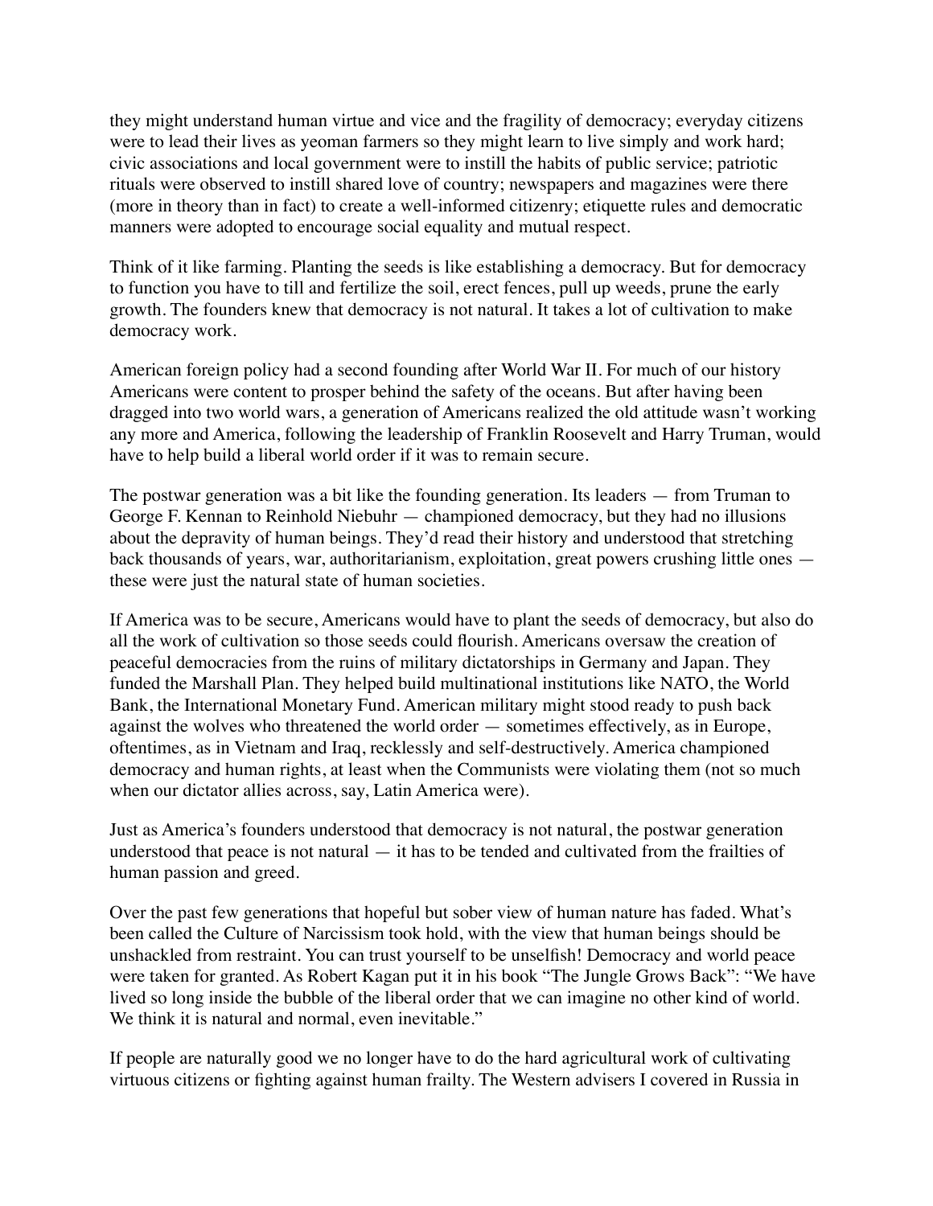they might understand human virtue and vice and the fragility of democracy; everyday citizens were to lead their lives as yeoman farmers so they might learn to live simply and work hard; civic associations and local government were to instill the habits of public service; patriotic rituals were observed to instill shared love of country; newspapers and magazines were there (more in theory than in fact) to create a well-informed citizenry; etiquette rules and democratic manners were adopted to encourage social equality and mutual respect.

Think of it like farming. Planting the seeds is like establishing a democracy. But for democracy to function you have to till and fertilize the soil, erect fences, pull up weeds, prune the early growth. The founders knew that democracy is not natural. It takes a lot of cultivation to make democracy work.

American foreign policy had a second founding after World War II. For much of our history Americans were content to prosper behind the safety of the oceans. But after having been dragged into two world wars, a generation of Americans realized the old attitude wasn't working any more and America, following the leadership of Franklin Roosevelt and Harry Truman, would have to help build a liberal world order if it was to remain secure.

The postwar generation was a bit like the founding generation. Its leaders — from Truman to George F. Kennan to Reinhold Niebuhr — championed democracy, but they had no illusions about the depravity of human beings. They'd read their history and understood that stretching back thousands of years, war, authoritarianism, exploitation, great powers crushing little ones — these were just the natural state of human societies.

If America was to be secure, Americans would have to plant the seeds of democracy, but also do all the work of cultivation so those seeds could flourish. Americans oversaw the creation of peaceful democracies from the ruins of military dictatorships in Germany and Japan. They funded the Marshall Plan. They helped build multinational institutions like NATO, the World Bank, the International Monetary Fund. American military might stood ready to push back against the wolves who threatened the world order — sometimes effectively, as in Europe, oftentimes, as in Vietnam and Iraq, recklessly and self-destructively. America championed democracy and human rights, at least when the Communists were violating them (not so much when our dictator allies across, say, Latin America were).

Just as America's founders understood that democracy is not natural, the postwar generation understood that peace is not natural — it has to be tended and cultivated from the frailties of human passion and greed.

Over the past few generations that hopeful but sober view of human nature has faded. What's been called the Culture of Narcissism took hold, with the view that human beings should be unshackled from restraint. You can trust yourself to be unselfish! Democracy and world peace were taken for granted. As Robert Kagan put it in his book "The Jungle Grows Back": "We have lived so long inside the bubble of the liberal order that we can imagine no other kind of world. We think it is natural and normal, even inevitable."

If people are naturally good we no longer have to do the hard agricultural work of cultivating virtuous citizens or fighting against human frailty. The Western advisers I covered in Russia in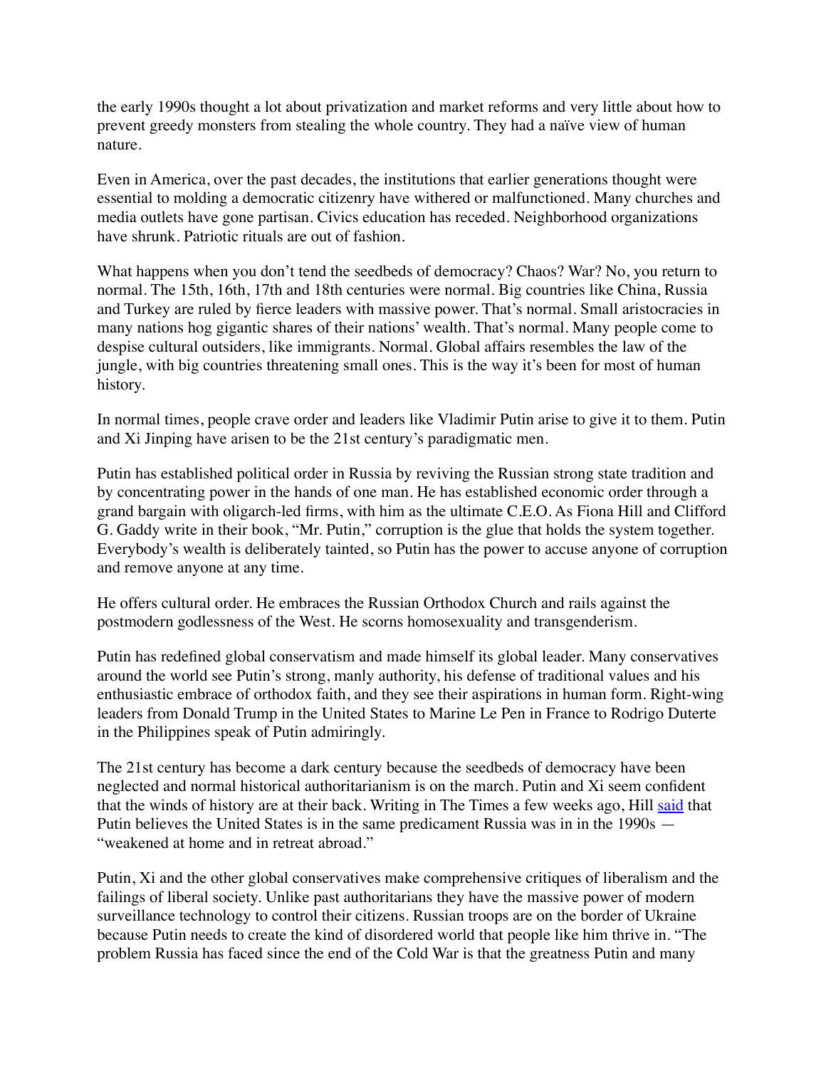the early 1990s thought a lot about privatization and market reforms and very little about how to prevent greedy monsters from stealing the whole country. They had a naïve view of human nature.

Even in America, over the past decades, the institutions that earlier generations thought were essential to molding a democratic citizenry have withered or malfunctioned. Many churches and media outlets have gone partisan. Civics education has receded. Neighborhood organizations have shrunk. Patriotic rituals are out of fashion.

What happens when you don't tend the seedbeds of democracy? Chaos? War? No, you return to normal. The 15th, 16th, 17th and 18th centuries were normal. Big countries like China, Russia and Turkey are ruled by fierce leaders with massive power. That's normal. Small aristocracies in many nations hog gigantic shares of their nations' wealth. That's normal. Many people come to despise cultural outsiders, like immigrants. Normal. Global affairs resembles the law of the jungle, with big countries threatening small ones. This is the way it's been for most of human history.

In normal times, people crave order and leaders like Vladimir Putin arise to give it to them. Putin and Xi Jinping have arisen to be the 21st century's paradigmatic men.

Putin has established political order in Russia by reviving the Russian strong state tradition and by concentrating power in the hands of one man. He has established economic order through a grand bargain with oligarch-led firms, with him as the ultimate C.E.O. As Fiona Hill and Clifford G. Gaddy write in their book, "Mr. Putin," corruption is the glue that holds the system together. Everybody's wealth is deliberately tainted, so Putin has the power to accuse anyone of corruption and remove anyone at any time.

He offers cultural order. He embraces the Russian Orthodox Church and rails against the postmodern godlessness of the West. He scorns homosexuality and transgenderism.

Putin has redefined global conservatism and made himself its global leader. Many conservatives around the world see Putin's strong, manly authority, his defense of traditional values and his enthusiastic embrace of orthodox faith, and they see their aspirations in human form. Right-wing leaders from Donald Trump in the United States to Marine Le Pen in France to Rodrigo Duterte in the Philippines speak of Putin admiringly.

The 21st century has become a dark century because the seedbeds of democracy have been neglected and normal historical authoritarianism is on the march. Putin and Xi seem confident that the winds of history are at their back. Writing in The Times a few weeks ago, Hill [said](#) that Putin believes the United States is in the same predicament Russia was in in the 1990s — "weakened at home and in retreat abroad."

Putin, Xi and the other global conservatives make comprehensive critiques of liberalism and the failings of liberal society. Unlike past authoritarians they have the massive power of modern surveillance technology to control their citizens. Russian troops are on the border of Ukraine because Putin needs to create the kind of disordered world that people like him thrive in. "The problem Russia has faced since the end of the Cold War is that the greatness Putin and many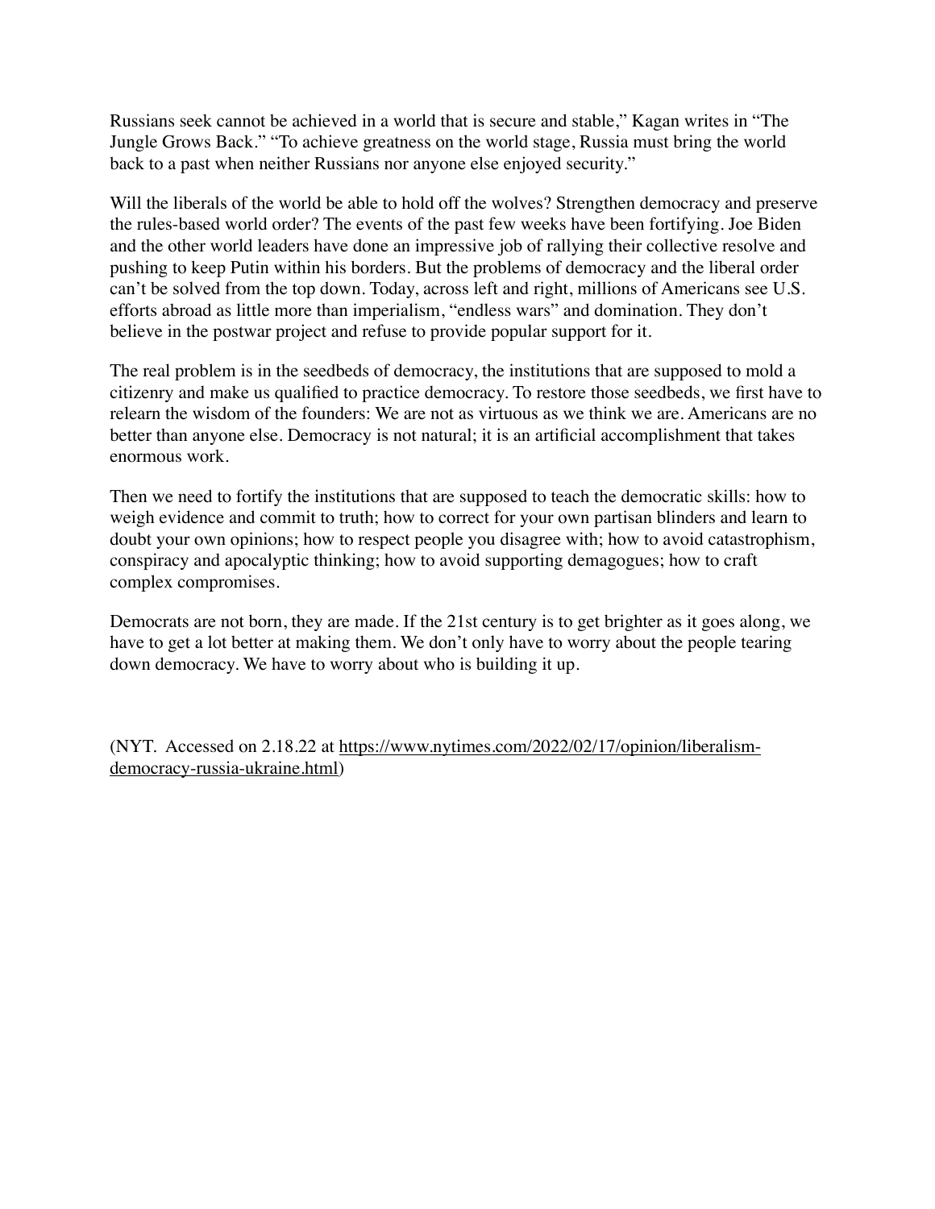Russians seek cannot be achieved in a world that is secure and stable," Kagan writes in "The Jungle Grows Back." "To achieve greatness on the world stage, Russia must bring the world back to a past when neither Russians nor anyone else enjoyed security."

Will the liberals of the world be able to hold off the wolves? Strengthen democracy and preserve the rules-based world order? The events of the past few weeks have been fortifying. Joe Biden and the other world leaders have done an impressive job of rallying their collective resolve and pushing to keep Putin within his borders. But the problems of democracy and the liberal order can't be solved from the top down. Today, across left and right, millions of Americans see U.S. efforts abroad as little more than imperialism, "endless wars" and domination. They don't believe in the postwar project and refuse to provide popular support for it.

The real problem is in the seedbeds of democracy, the institutions that are supposed to mold a citizenry and make us qualified to practice democracy. To restore those seedbeds, we first have to relearn the wisdom of the founders: We are not as virtuous as we think we are. Americans are no better than anyone else. Democracy is not natural; it is an artificial accomplishment that takes enormous work.

Then we need to fortify the institutions that are supposed to teach the democratic skills: how to weigh evidence and commit to truth; how to correct for your own partisan blinders and learn to doubt your own opinions; how to respect people you disagree with; how to avoid catastrophism, conspiracy and apocalyptic thinking; how to avoid supporting demagogues; how to craft complex compromises.

Democrats are not born, they are made. If the 21st century is to get brighter as it goes along, we have to get a lot better at making them. We don't only have to worry about the people tearing down democracy. We have to worry about who is building it up.

(NYT. Accessed on 2.18.22 at [https://www.nytimes.com/2022/02/17/opinion/liberalism-democracy-russia-ukraine.html](https://www.nytimes.com/2022/02/17/opinion/liberalism-democracy-russia-ukraine.html))